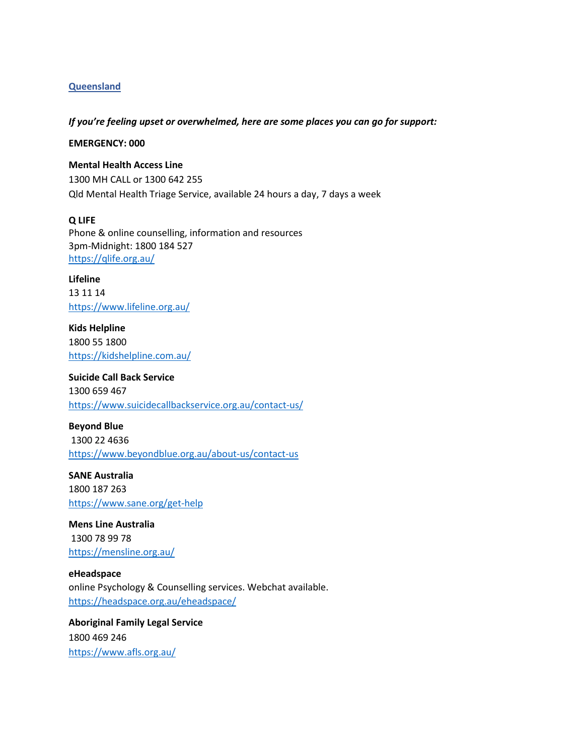## Queensland

***If you're feeling upset or overwhelmed, here are some places you can go for support:***

**EMERGENCY: 000**

**Mental Health Access Line**
1300 MH CALL or 1300 642 255
Qld Mental Health Triage Service, available 24 hours a day, 7 days a week

**Q LIFE**
Phone & online counselling, information and resources
3pm-Midnight: 1800 184 527
https://qlife.org.au/

**Lifeline**
13 11 14
https://www.lifeline.org.au/

**Kids Helpline**
1800 55 1800
https://kidshelpline.com.au/

**Suicide Call Back Service**
1300 659 467
https://www.suicidecallbackservice.org.au/contact-us/

**Beyond Blue**
1300 22 4636
https://www.beyondblue.org.au/about-us/contact-us

**SANE Australia**
1800 187 263
https://www.sane.org/get-help

**Mens Line Australia**
1300 78 99 78
https://mensline.org.au/

**eHeadspace**
online Psychology & Counselling services. Webchat available.
https://headspace.org.au/eheadspace/

**Aboriginal Family Legal Service**
1800 469 246
https://www.afls.org.au/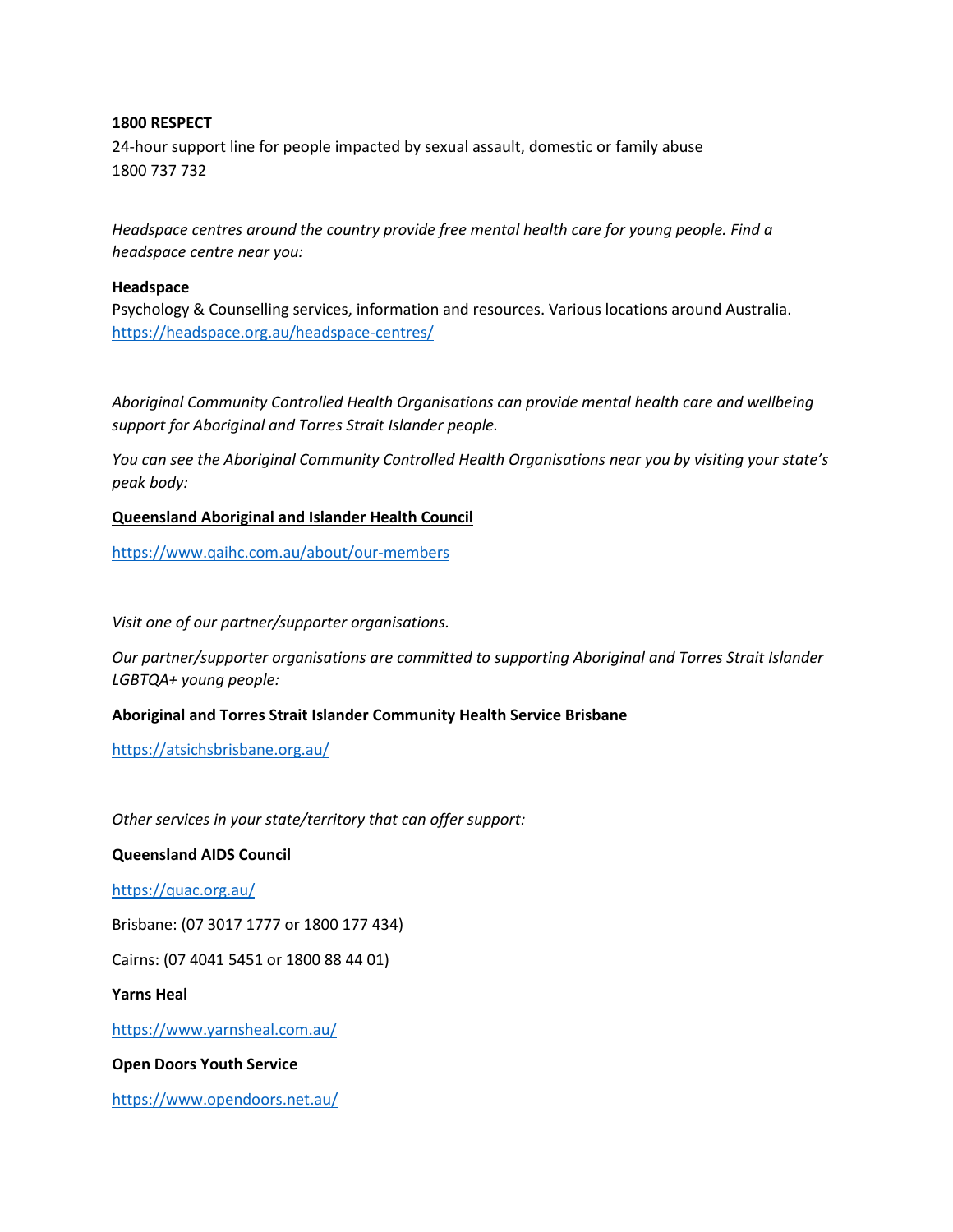**1800 RESPECT**

24-hour support line for people impacted by sexual assault, domestic or family abuse
1800 737 732

*Headspace centres around the country provide free mental health care for young people. Find a headspace centre near you:*

**Headspace**

Psychology & Counselling services, information and resources. Various locations around Australia.
https://headspace.org.au/headspace-centres/

*Aboriginal Community Controlled Health Organisations can provide mental health care and wellbeing support for Aboriginal and Torres Strait Islander people.*

*You can see the Aboriginal Community Controlled Health Organisations near you by visiting your state's peak body:*

**Queensland Aboriginal and Islander Health Council**

https://www.qaihc.com.au/about/our-members

*Visit one of our partner/supporter organisations.*

*Our partner/supporter organisations are committed to supporting Aboriginal and Torres Strait Islander LGBTQA+ young people:*

**Aboriginal and Torres Strait Islander Community Health Service Brisbane**

https://atsichsbrisbane.org.au/

*Other services in your state/territory that can offer support:*

**Queensland AIDS Council**

https://quac.org.au/

Brisbane: (07 3017 1777 or 1800 177 434)

Cairns: (07 4041 5451 or 1800 88 44 01)

**Yarns Heal**

https://www.yarnsheal.com.au/

**Open Doors Youth Service**

https://www.opendoors.net.au/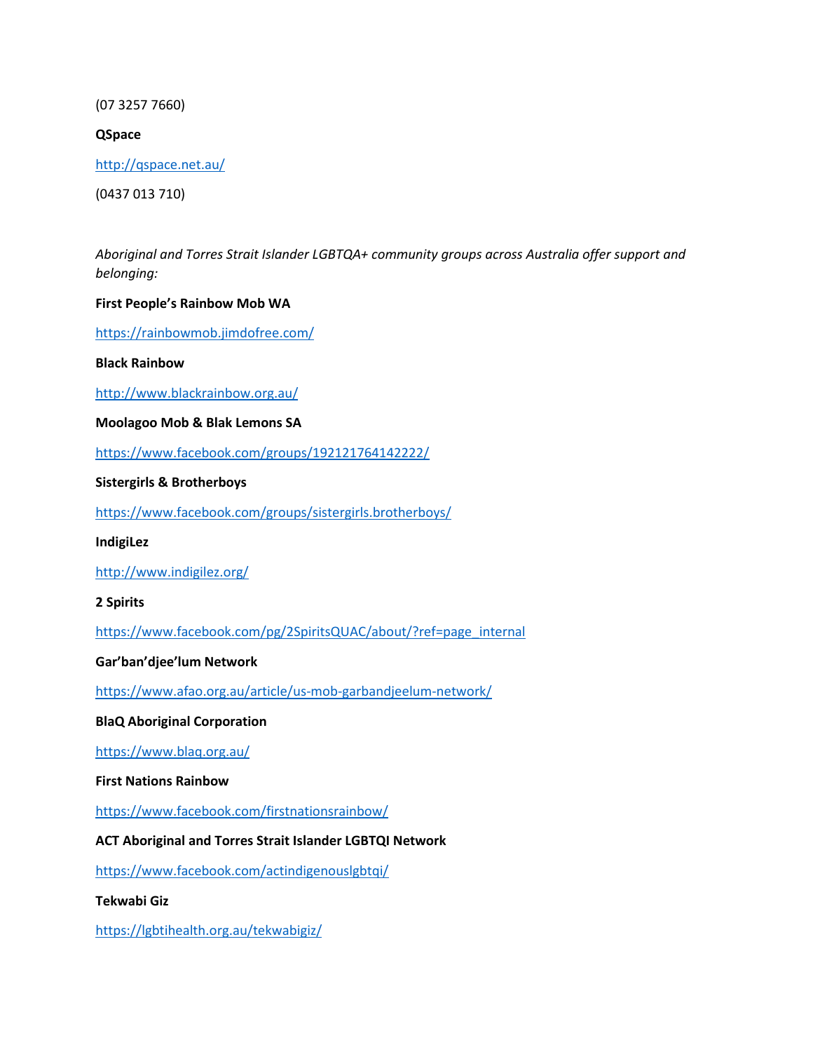(07 3257 7660)

**QSpace**

http://qspace.net.au/

(0437 013 710)

*Aboriginal and Torres Strait Islander LGBTQA+ community groups across Australia offer support and belonging:*

**First People's Rainbow Mob WA**

https://rainbowmob.jimdofree.com/

**Black Rainbow**

http://www.blackrainbow.org.au/

**Moolagoo Mob & Blak Lemons SA**

https://www.facebook.com/groups/192121764142222/

**Sistergirls & Brotherboys**

https://www.facebook.com/groups/sistergirls.brotherboys/

**IndigiLez**

http://www.indigilez.org/

**2 Spirits**

https://www.facebook.com/pg/2SpiritsQUAC/about/?ref=page_internal

**Gar'ban'djee'lum Network**

https://www.afao.org.au/article/us-mob-garbandjeelum-network/

**BlaQ Aboriginal Corporation**

https://www.blaq.org.au/

**First Nations Rainbow**

https://www.facebook.com/firstnationsrainbow/

**ACT Aboriginal and Torres Strait Islander LGBTQI Network**

https://www.facebook.com/actindigenouslgbtqi/

**Tekwabi Giz**

https://lgbtihealth.org.au/tekwabigiz/